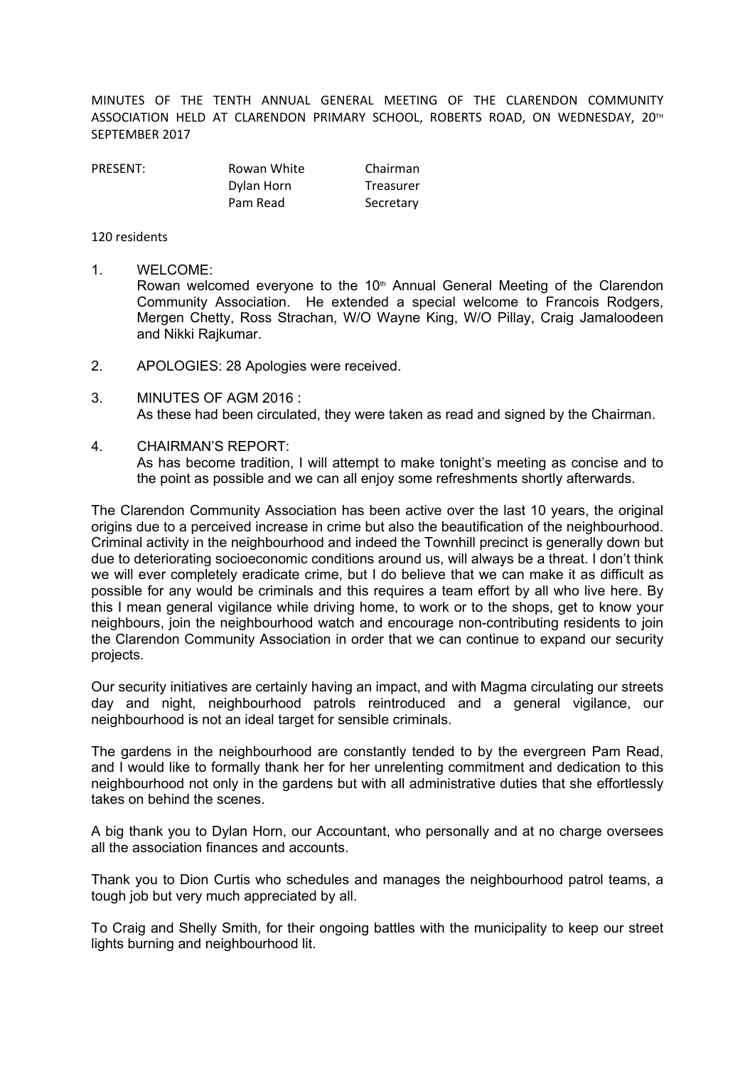MINUTES OF THE TENTH ANNUAL GENERAL MEETING OF THE CLARENDON COMMUNITY ASSOCIATION HELD AT CLARENDON PRIMARY SCHOOL, ROBERTS ROAD, ON WEDNESDAY, 20TH SEPTEMBER 2017

| | | |
|---|---|---|
| PRESENT: | Rowan White | Chairman |
| | Dylan Horn | Treasurer |
| | Pam Read | Secretary |

120 residents

1. WELCOME:
   Rowan welcomed everyone to the 10th Annual General Meeting of the Clarendon Community Association. He extended a special welcome to Francois Rodgers, Mergen Chetty, Ross Strachan, W/O Wayne King, W/O Pillay, Craig Jamaloodeen and Nikki Rajkumar.

2. APOLOGIES: 28 Apologies were received.

3. MINUTES OF AGM 2016 :
   As these had been circulated, they were taken as read and signed by the Chairman.

4. CHAIRMAN'S REPORT:
   As has become tradition, I will attempt to make tonight's meeting as concise and to the point as possible and we can all enjoy some refreshments shortly afterwards.

The Clarendon Community Association has been active over the last 10 years, the original origins due to a perceived increase in crime but also the beautification of the neighbourhood. Criminal activity in the neighbourhood and indeed the Townhill precinct is generally down but due to deteriorating socioeconomic conditions around us, will always be a threat. I don't think we will ever completely eradicate crime, but I do believe that we can make it as difficult as possible for any would be criminals and this requires a team effort by all who live here. By this I mean general vigilance while driving home, to work or to the shops, get to know your neighbours, join the neighbourhood watch and encourage non-contributing residents to join the Clarendon Community Association in order that we can continue to expand our security projects.

Our security initiatives are certainly having an impact, and with Magma circulating our streets day and night, neighbourhood patrols reintroduced and a general vigilance, our neighbourhood is not an ideal target for sensible criminals.

The gardens in the neighbourhood are constantly tended to by the evergreen Pam Read, and I would like to formally thank her for her unrelenting commitment and dedication to this neighbourhood not only in the gardens but with all administrative duties that she effortlessly takes on behind the scenes.

A big thank you to Dylan Horn, our Accountant, who personally and at no charge oversees all the association finances and accounts.

Thank you to Dion Curtis who schedules and manages the neighbourhood patrol teams, a tough job but very much appreciated by all.

To Craig and Shelly Smith, for their ongoing battles with the municipality to keep our street lights burning and neighbourhood lit.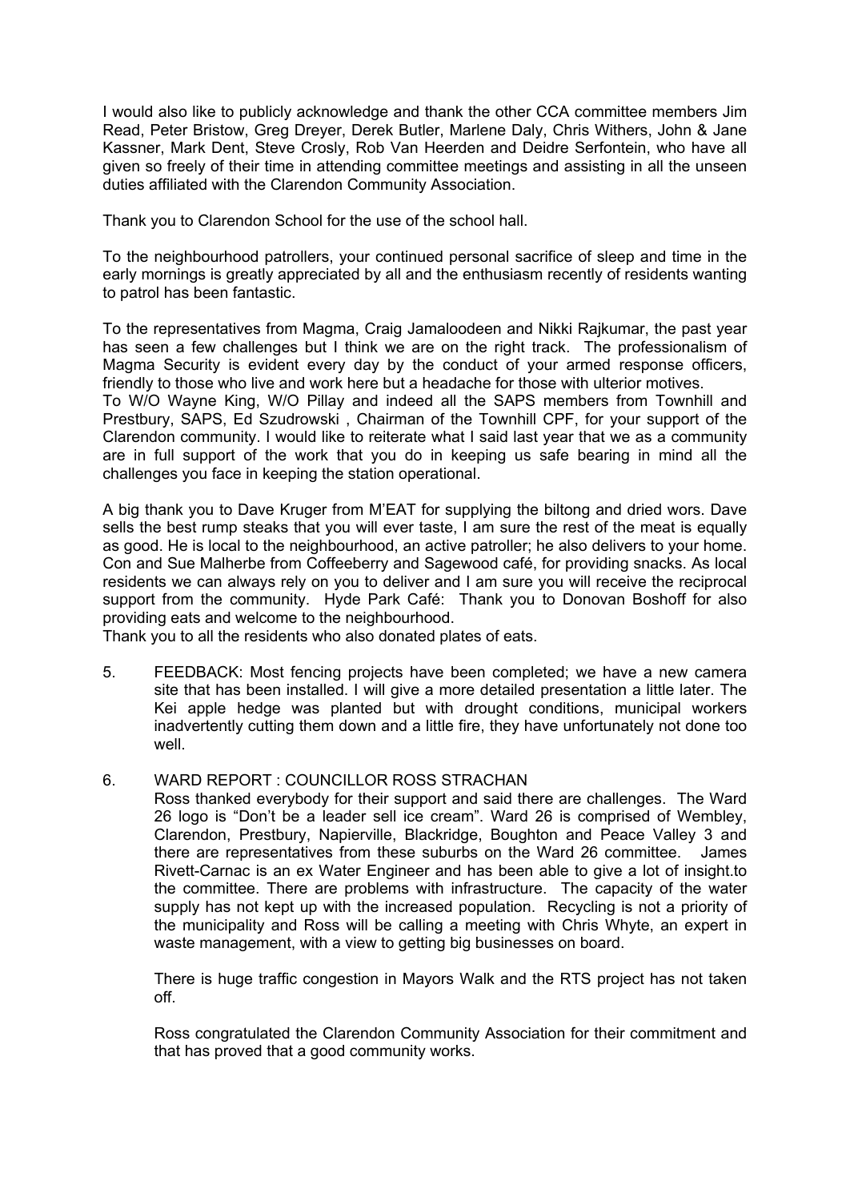I would also like to publicly acknowledge and thank the other CCA committee members Jim Read, Peter Bristow, Greg Dreyer, Derek Butler, Marlene Daly, Chris Withers, John & Jane Kassner, Mark Dent, Steve Crosly, Rob Van Heerden and Deidre Serfontein, who have all given so freely of their time in attending committee meetings and assisting in all the unseen duties affiliated with the Clarendon Community Association.

Thank you to Clarendon School for the use of the school hall.

To the neighbourhood patrollers, your continued personal sacrifice of sleep and time in the early mornings is greatly appreciated by all and the enthusiasm recently of residents wanting to patrol has been fantastic.

To the representatives from Magma, Craig Jamaloodeen and Nikki Rajkumar, the past year has seen a few challenges but I think we are on the right track. The professionalism of Magma Security is evident every day by the conduct of your armed response officers, friendly to those who live and work here but a headache for those with ulterior motives.
To W/O Wayne King, W/O Pillay and indeed all the SAPS members from Townhill and Prestbury, SAPS, Ed Szudrowski , Chairman of the Townhill CPF, for your support of the Clarendon community. I would like to reiterate what I said last year that we as a community are in full support of the work that you do in keeping us safe bearing in mind all the challenges you face in keeping the station operational.

A big thank you to Dave Kruger from M'EAT for supplying the biltong and dried wors. Dave sells the best rump steaks that you will ever taste, I am sure the rest of the meat is equally as good. He is local to the neighbourhood, an active patroller; he also delivers to your home. Con and Sue Malherbe from Coffeeberry and Sagewood café, for providing snacks. As local residents we can always rely on you to deliver and I am sure you will receive the reciprocal support from the community. Hyde Park Café: Thank you to Donovan Boshoff for also providing eats and welcome to the neighbourhood.
Thank you to all the residents who also donated plates of eats.

5. FEEDBACK: Most fencing projects have been completed; we have a new camera site that has been installed. I will give a more detailed presentation a little later. The Kei apple hedge was planted but with drought conditions, municipal workers inadvertently cutting them down and a little fire, they have unfortunately not done too well.

6. WARD REPORT : COUNCILLOR ROSS STRACHAN

   Ross thanked everybody for their support and said there are challenges. The Ward 26 logo is "Don't be a leader sell ice cream". Ward 26 is comprised of Wembley, Clarendon, Prestbury, Napierville, Blackridge, Boughton and Peace Valley 3 and there are representatives from these suburbs on the Ward 26 committee. James Rivett-Carnac is an ex Water Engineer and has been able to give a lot of insight.to the committee. There are problems with infrastructure. The capacity of the water supply has not kept up with the increased population. Recycling is not a priority of the municipality and Ross will be calling a meeting with Chris Whyte, an expert in waste management, with a view to getting big businesses on board.

   There is huge traffic congestion in Mayors Walk and the RTS project has not taken off.

   Ross congratulated the Clarendon Community Association for their commitment and that has proved that a good community works.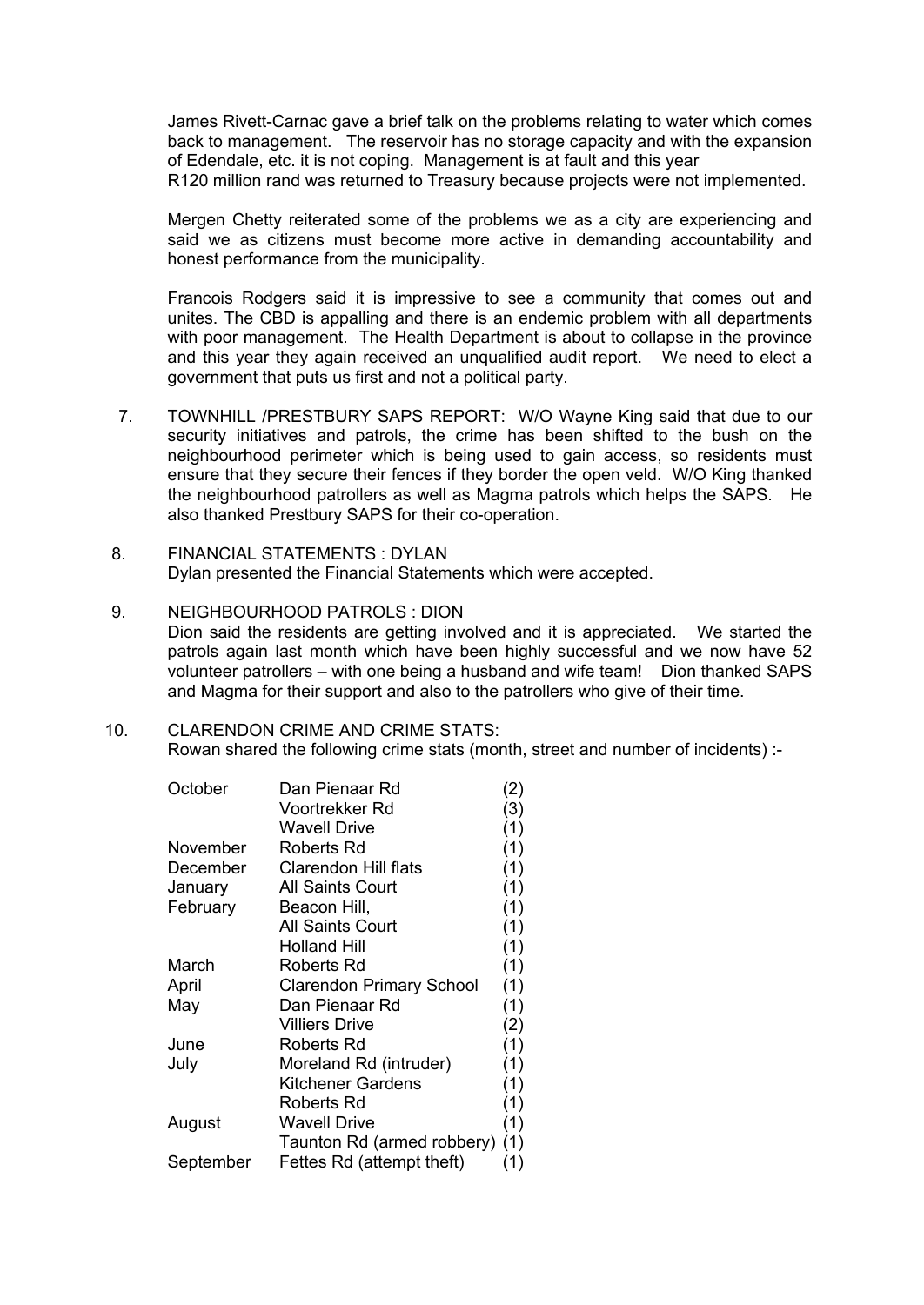James Rivett-Carnac gave a brief talk on the problems relating to water which comes back to management. The reservoir has no storage capacity and with the expansion of Edendale, etc. it is not coping. Management is at fault and this year R120 million rand was returned to Treasury because projects were not implemented.

Mergen Chetty reiterated some of the problems we as a city are experiencing and said we as citizens must become more active in demanding accountability and honest performance from the municipality.

Francois Rodgers said it is impressive to see a community that comes out and unites. The CBD is appalling and there is an endemic problem with all departments with poor management. The Health Department is about to collapse in the province and this year they again received an unqualified audit report. We need to elect a government that puts us first and not a political party.

7. TOWNHILL /PRESTBURY SAPS REPORT: W/O Wayne King said that due to our security initiatives and patrols, the crime has been shifted to the bush on the neighbourhood perimeter which is being used to gain access, so residents must ensure that they secure their fences if they border the open veld. W/O King thanked the neighbourhood patrollers as well as Magma patrols which helps the SAPS. He also thanked Prestbury SAPS for their co-operation.

8. FINANCIAL STATEMENTS : DYLAN
   Dylan presented the Financial Statements which were accepted.

9. NEIGHBOURHOOD PATROLS : DION
   Dion said the residents are getting involved and it is appreciated. We started the patrols again last month which have been highly successful and we now have 52 volunteer patrollers – with one being a husband and wife team! Dion thanked SAPS and Magma for their support and also to the patrollers who give of their time.

10. CLARENDON CRIME AND CRIME STATS:
    Rowan shared the following crime stats (month, street and number of incidents) :-

| | | |
|---|---|---|
| October | Dan Pienaar Rd | (2) |
| | Voortrekker Rd | (3) |
| | Wavell Drive | (1) |
| November | Roberts Rd | (1) |
| December | Clarendon Hill flats | (1) |
| January | All Saints Court | (1) |
| February | Beacon Hill, | (1) |
| | All Saints Court | (1) |
| | Holland Hill | (1) |
| March | Roberts Rd | (1) |
| April | Clarendon Primary School | (1) |
| May | Dan Pienaar Rd | (1) |
| | Villiers Drive | (2) |
| June | Roberts Rd | (1) |
| July | Moreland Rd (intruder) | (1) |
| | Kitchener Gardens | (1) |
| | Roberts Rd | (1) |
| August | Wavell Drive | (1) |
| | Taunton Rd (armed robbery) | (1) |
| September | Fettes Rd (attempt theft) | (1) |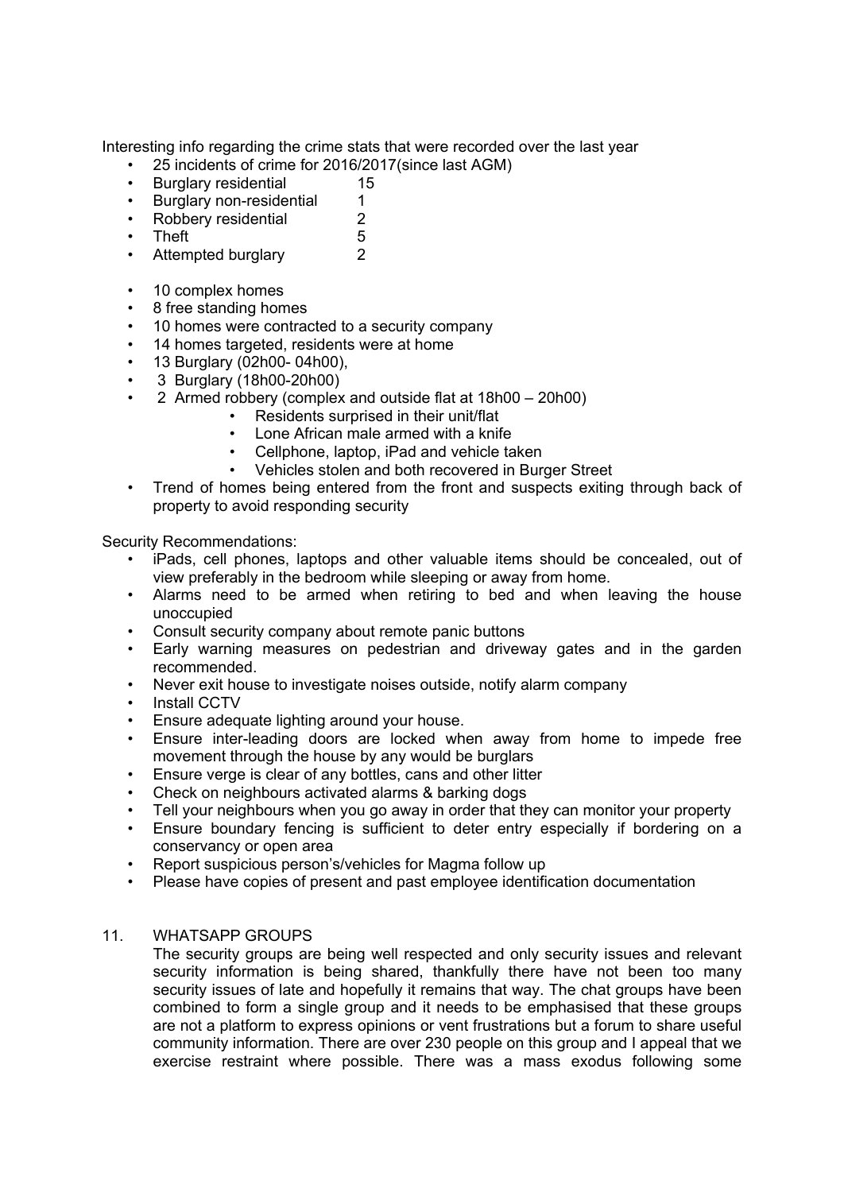Interesting info regarding the crime stats that were recorded over the last year

- 25 incidents of crime for 2016/2017(since last AGM)
- Burglary residential 15
- Burglary non-residential 1
- Robbery residential 2
- Theft 5
- Attempted burglary 2

- 10 complex homes
- 8 free standing homes
- 10 homes were contracted to a security company
- 14 homes targeted, residents were at home
- 13 Burglary (02h00- 04h00),
- 3 Burglary (18h00-20h00)
- 2 Armed robbery (complex and outside flat at 18h00 – 20h00)
    - Residents surprised in their unit/flat
    - Lone African male armed with a knife
    - Cellphone, laptop, iPad and vehicle taken
    - Vehicles stolen and both recovered in Burger Street
- Trend of homes being entered from the front and suspects exiting through back of property to avoid responding security

Security Recommendations:

- iPads, cell phones, laptops and other valuable items should be concealed, out of view preferably in the bedroom while sleeping or away from home.
- Alarms need to be armed when retiring to bed and when leaving the house unoccupied
- Consult security company about remote panic buttons
- Early warning measures on pedestrian and driveway gates and in the garden recommended.
- Never exit house to investigate noises outside, notify alarm company
- Install CCTV
- Ensure adequate lighting around your house.
- Ensure inter-leading doors are locked when away from home to impede free movement through the house by any would be burglars
- Ensure verge is clear of any bottles, cans and other litter
- Check on neighbours activated alarms & barking dogs
- Tell your neighbours when you go away in order that they can monitor your property
- Ensure boundary fencing is sufficient to deter entry especially if bordering on a conservancy or open area
- Report suspicious person's/vehicles for Magma follow up
- Please have copies of present and past employee identification documentation

11. WHATSAPP GROUPS

The security groups are being well respected and only security issues and relevant security information is being shared, thankfully there have not been too many security issues of late and hopefully it remains that way. The chat groups have been combined to form a single group and it needs to be emphasised that these groups are not a platform to express opinions or vent frustrations but a forum to share useful community information. There are over 230 people on this group and I appeal that we exercise restraint where possible. There was a mass exodus following some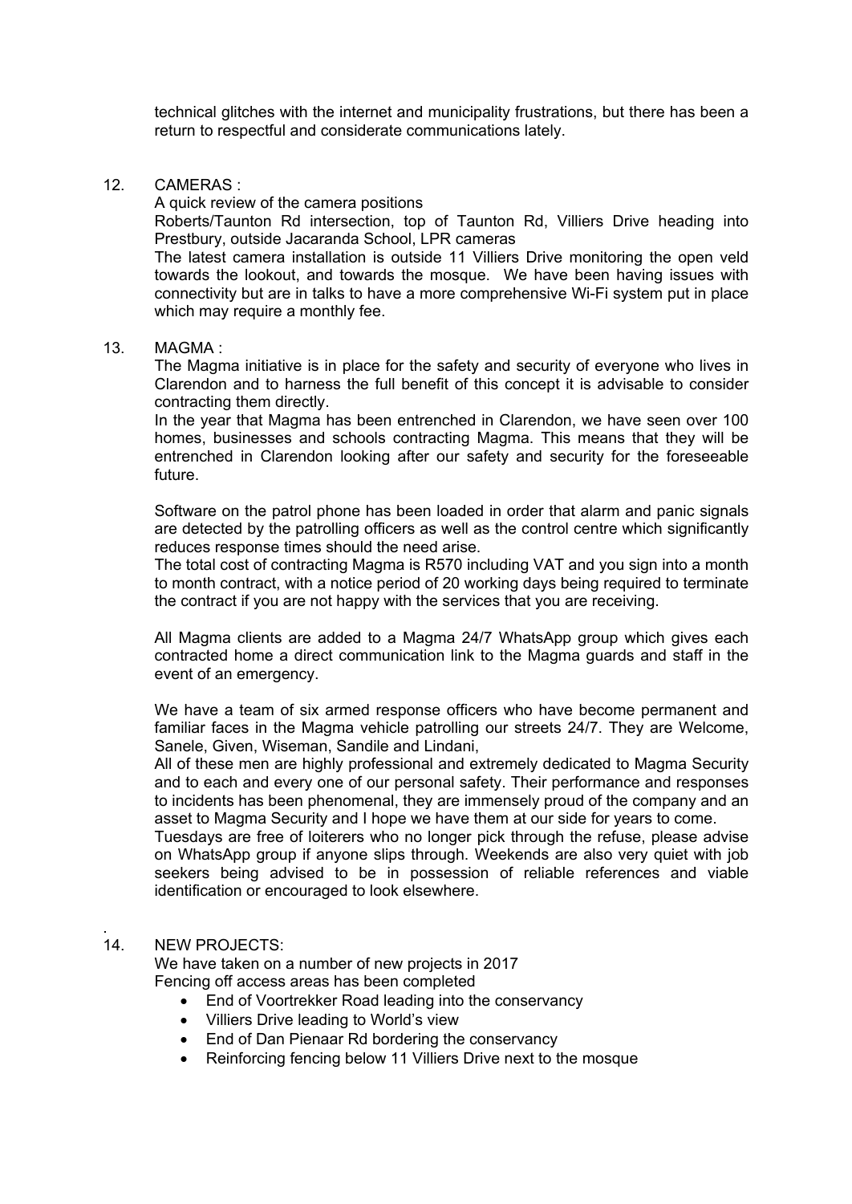technical glitches with the internet and municipality frustrations, but there has been a return to respectful and considerate communications lately.

12. CAMERAS :

A quick review of the camera positions

Roberts/Taunton Rd intersection, top of Taunton Rd, Villiers Drive heading into Prestbury, outside Jacaranda School, LPR cameras

The latest camera installation is outside 11 Villiers Drive monitoring the open veld towards the lookout, and towards the mosque. We have been having issues with connectivity but are in talks to have a more comprehensive Wi-Fi system put in place which may require a monthly fee.

13. MAGMA :

The Magma initiative is in place for the safety and security of everyone who lives in Clarendon and to harness the full benefit of this concept it is advisable to consider contracting them directly.

In the year that Magma has been entrenched in Clarendon, we have seen over 100 homes, businesses and schools contracting Magma. This means that they will be entrenched in Clarendon looking after our safety and security for the foreseeable future.

Software on the patrol phone has been loaded in order that alarm and panic signals are detected by the patrolling officers as well as the control centre which significantly reduces response times should the need arise.

The total cost of contracting Magma is R570 including VAT and you sign into a month to month contract, with a notice period of 20 working days being required to terminate the contract if you are not happy with the services that you are receiving.

All Magma clients are added to a Magma 24/7 WhatsApp group which gives each contracted home a direct communication link to the Magma guards and staff in the event of an emergency.

We have a team of six armed response officers who have become permanent and familiar faces in the Magma vehicle patrolling our streets 24/7. They are Welcome, Sanele, Given, Wiseman, Sandile and Lindani,

All of these men are highly professional and extremely dedicated to Magma Security and to each and every one of our personal safety. Their performance and responses to incidents has been phenomenal, they are immensely proud of the company and an asset to Magma Security and I hope we have them at our side for years to come.

Tuesdays are free of loiterers who no longer pick through the refuse, please advise on WhatsApp group if anyone slips through. Weekends are also very quiet with job seekers being advised to be in possession of reliable references and viable identification or encouraged to look elsewhere.

.

14. NEW PROJECTS:

We have taken on a number of new projects in 2017

Fencing off access areas has been completed

- End of Voortrekker Road leading into the conservancy
- Villiers Drive leading to World's view
- End of Dan Pienaar Rd bordering the conservancy
- Reinforcing fencing below 11 Villiers Drive next to the mosque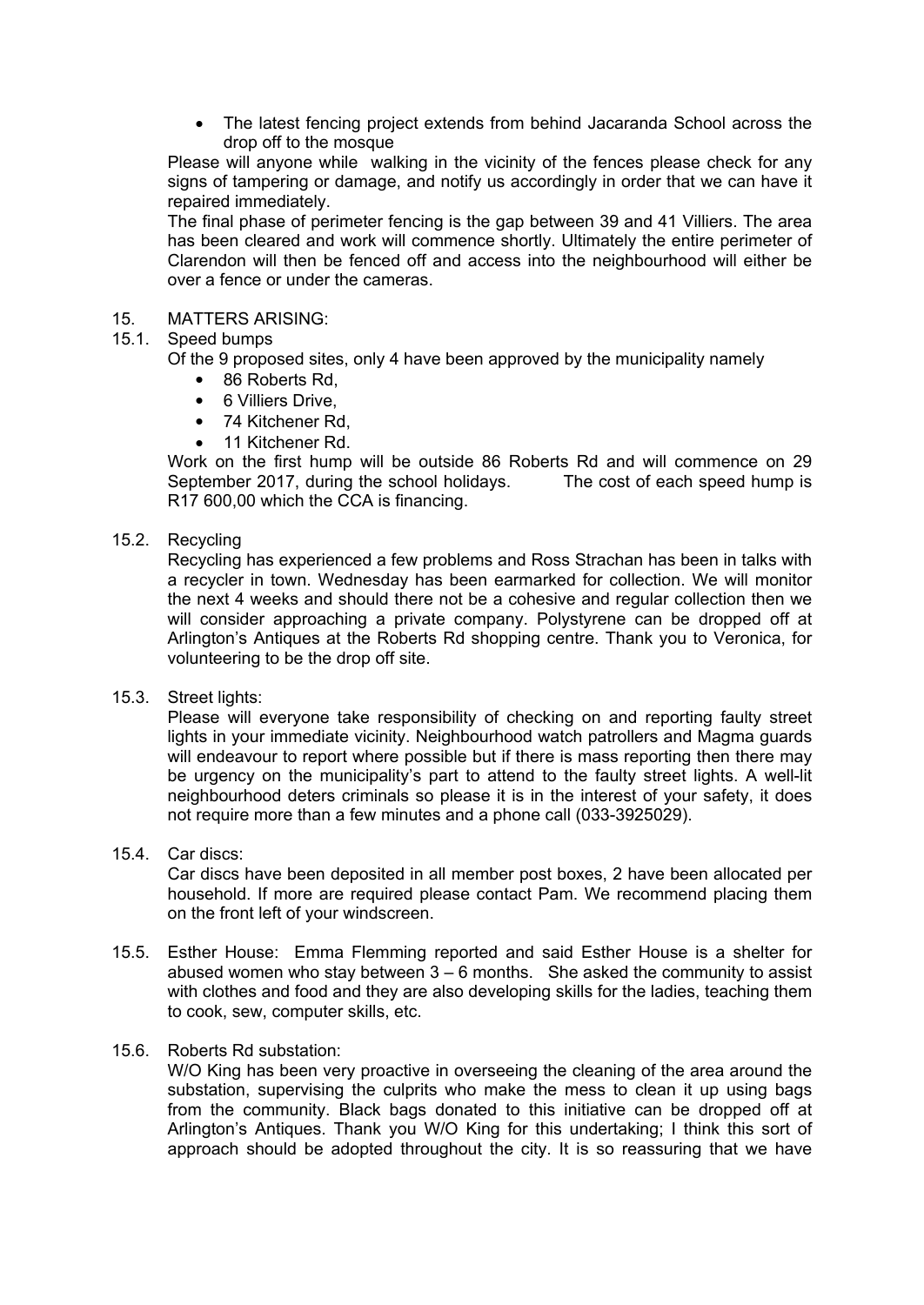- The latest fencing project extends from behind Jacaranda School across the drop off to the mosque

Please will anyone while  walking in the vicinity of the fences please check for any signs of tampering or damage, and notify us accordingly in order that we can have it repaired immediately.

The final phase of perimeter fencing is the gap between 39 and 41 Villiers. The area has been cleared and work will commence shortly. Ultimately the entire perimeter of Clarendon will then be fenced off and access into the neighbourhood will either be over a fence or under the cameras.

15. MATTERS ARISING:

15.1. Speed bumps

Of the 9 proposed sites, only 4 have been approved by the municipality namely

- 86 Roberts Rd,
- 6 Villiers Drive,
- 74 Kitchener Rd,
- 11 Kitchener Rd.

Work on the first hump will be outside 86 Roberts Rd and will commence on 29 September 2017, during the school holidays. The cost of each speed hump is R17 600,00 which the CCA is financing.

15.2. Recycling

Recycling has experienced a few problems and Ross Strachan has been in talks with a recycler in town. Wednesday has been earmarked for collection. We will monitor the next 4 weeks and should there not be a cohesive and regular collection then we will consider approaching a private company. Polystyrene can be dropped off at Arlington's Antiques at the Roberts Rd shopping centre. Thank you to Veronica, for volunteering to be the drop off site.

15.3. Street lights:

Please will everyone take responsibility of checking on and reporting faulty street lights in your immediate vicinity. Neighbourhood watch patrollers and Magma guards will endeavour to report where possible but if there is mass reporting then there may be urgency on the municipality's part to attend to the faulty street lights. A well-lit neighbourhood deters criminals so please it is in the interest of your safety, it does not require more than a few minutes and a phone call (033-3925029).

15.4. Car discs:

Car discs have been deposited in all member post boxes, 2 have been allocated per household. If more are required please contact Pam. We recommend placing them on the front left of your windscreen.

15.5. Esther House: Emma Flemming reported and said Esther House is a shelter for abused women who stay between 3 – 6 months. She asked the community to assist with clothes and food and they are also developing skills for the ladies, teaching them to cook, sew, computer skills, etc.

15.6. Roberts Rd substation:

W/O King has been very proactive in overseeing the cleaning of the area around the substation, supervising the culprits who make the mess to clean it up using bags from the community. Black bags donated to this initiative can be dropped off at Arlington's Antiques. Thank you W/O King for this undertaking; I think this sort of approach should be adopted throughout the city. It is so reassuring that we have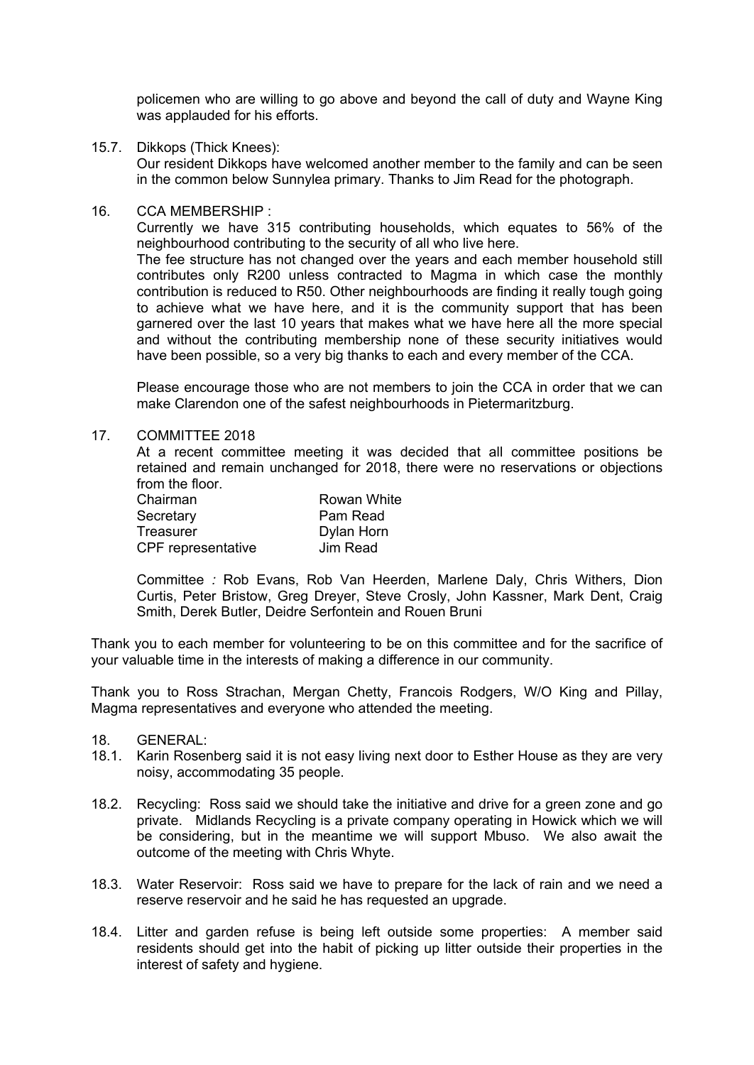policemen who are willing to go above and beyond the call of duty and Wayne King was applauded for his efforts.

15.7. Dikkops (Thick Knees):
Our resident Dikkops have welcomed another member to the family and can be seen in the common below Sunnylea primary. Thanks to Jim Read for the photograph.

16. CCA MEMBERSHIP :
Currently we have 315 contributing households, which equates to 56% of the neighbourhood contributing to the security of all who live here.
The fee structure has not changed over the years and each member household still contributes only R200 unless contracted to Magma in which case the monthly contribution is reduced to R50. Other neighbourhoods are finding it really tough going to achieve what we have here, and it is the community support that has been garnered over the last 10 years that makes what we have here all the more special and without the contributing membership none of these security initiatives would have been possible, so a very big thanks to each and every member of the CCA.

Please encourage those who are not members to join the CCA in order that we can make Clarendon one of the safest neighbourhoods in Pietermaritzburg.

17. COMMITTEE 2018
At a recent committee meeting it was decided that all committee positions be retained and remain unchanged for 2018, there were no reservations or objections from the floor.

| | |
|---|---|
| Chairman | Rowan White |
| Secretary | Pam Read |
| Treasurer | Dylan Horn |
| CPF representative | Jim Read |

Committee *:* Rob Evans, Rob Van Heerden, Marlene Daly, Chris Withers, Dion Curtis, Peter Bristow, Greg Dreyer, Steve Crosly, John Kassner, Mark Dent, Craig Smith, Derek Butler, Deidre Serfontein and Rouen Bruni

Thank you to each member for volunteering to be on this committee and for the sacrifice of your valuable time in the interests of making a difference in our community.

Thank you to Ross Strachan, Mergan Chetty, Francois Rodgers, W/O King and Pillay, Magma representatives and everyone who attended the meeting.

18. GENERAL:

18.1. Karin Rosenberg said it is not easy living next door to Esther House as they are very noisy, accommodating 35 people.

18.2. Recycling: Ross said we should take the initiative and drive for a green zone and go private. Midlands Recycling is a private company operating in Howick which we will be considering, but in the meantime we will support Mbuso. We also await the outcome of the meeting with Chris Whyte.

18.3. Water Reservoir: Ross said we have to prepare for the lack of rain and we need a reserve reservoir and he said he has requested an upgrade.

18.4. Litter and garden refuse is being left outside some properties: A member said residents should get into the habit of picking up litter outside their properties in the interest of safety and hygiene.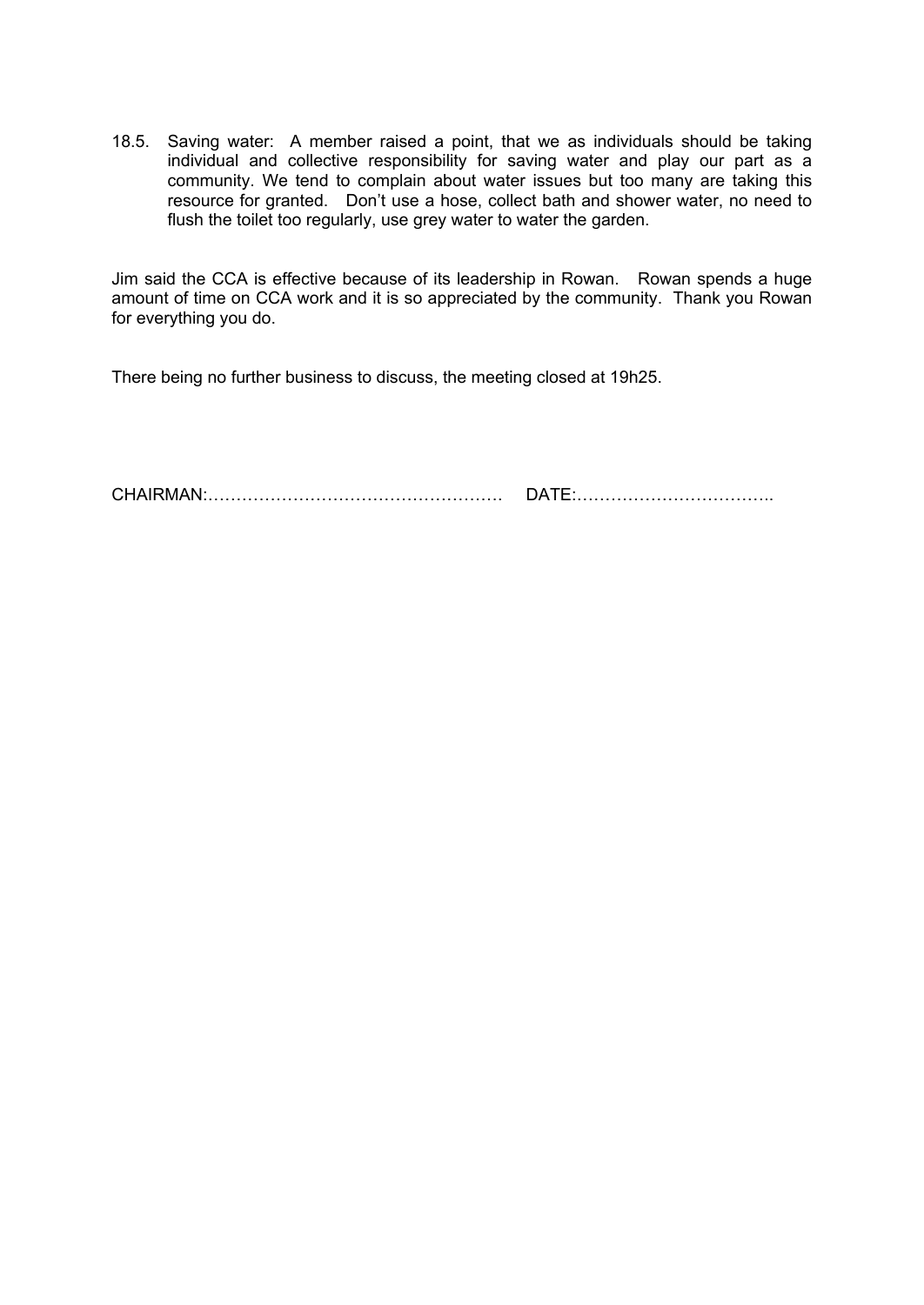18.5. Saving water: A member raised a point, that we as individuals should be taking individual and collective responsibility for saving water and play our part as a community. We tend to complain about water issues but too many are taking this resource for granted. Don't use a hose, collect bath and shower water, no need to flush the toilet too regularly, use grey water to water the garden.

Jim said the CCA is effective because of its leadership in Rowan. Rowan spends a huge amount of time on CCA work and it is so appreciated by the community. Thank you Rowan for everything you do.

There being no further business to discuss, the meeting closed at 19h25.

CHAIRMAN:…………………………………………… DATE:……………………………..